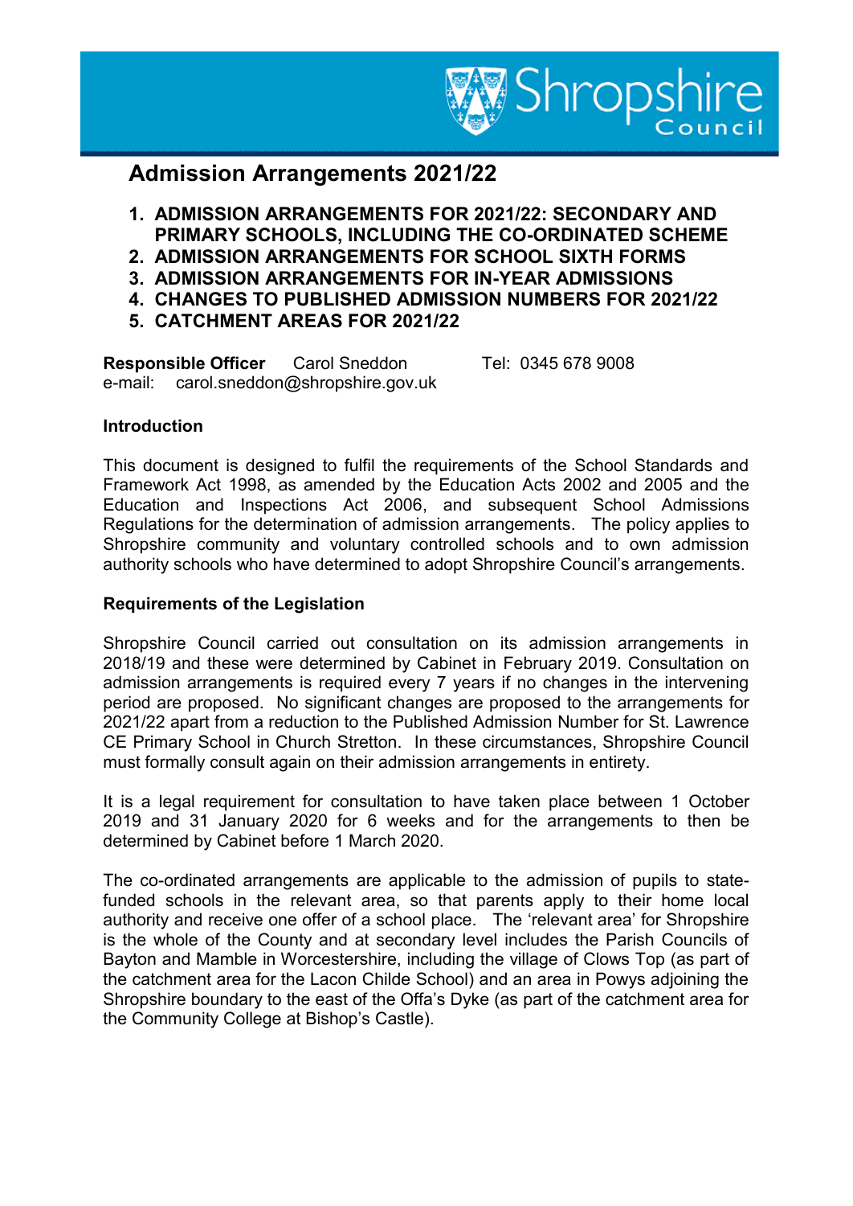# Admission Arrangements 2021/22

1. **ADMISSION ARRANGEMENTS FOR 2021/22: SECONDARY AND PRIMARY SCHOOLS, INCLUDING THE CO-ORDINATED SCHEME**
2. **ADMISSION ARRANGEMENTS FOR SCHOOL SIXTH FORMS**
3. **ADMISSION ARRANGEMENTS FOR IN-YEAR ADMISSIONS**
4. **CHANGES TO PUBLISHED ADMISSION NUMBERS FOR 2021/22**
5. **CATCHMENT AREAS FOR 2021/22**

**Responsible Officer** Carol Sneddon Tel: 0345 678 9008
e-mail: carol.sneddon@shropshire.gov.uk

## Introduction

This document is designed to fulfil the requirements of the School Standards and Framework Act 1998, as amended by the Education Acts 2002 and 2005 and the Education and Inspections Act 2006, and subsequent School Admissions Regulations for the determination of admission arrangements. The policy applies to Shropshire community and voluntary controlled schools and to own admission authority schools who have determined to adopt Shropshire Council's arrangements.

## Requirements of the Legislation

Shropshire Council carried out consultation on its admission arrangements in 2018/19 and these were determined by Cabinet in February 2019. Consultation on admission arrangements is required every 7 years if no changes in the intervening period are proposed. No significant changes are proposed to the arrangements for 2021/22 apart from a reduction to the Published Admission Number for St. Lawrence CE Primary School in Church Stretton. In these circumstances, Shropshire Council must formally consult again on their admission arrangements in entirety.

It is a legal requirement for consultation to have taken place between 1 October 2019 and 31 January 2020 for 6 weeks and for the arrangements to then be determined by Cabinet before 1 March 2020.

The co-ordinated arrangements are applicable to the admission of pupils to state-funded schools in the relevant area, so that parents apply to their home local authority and receive one offer of a school place. The 'relevant area' for Shropshire is the whole of the County and at secondary level includes the Parish Councils of Bayton and Mamble in Worcestershire, including the village of Clows Top (as part of the catchment area for the Lacon Childe School) and an area in Powys adjoining the Shropshire boundary to the east of the Offa's Dyke (as part of the catchment area for the Community College at Bishop's Castle).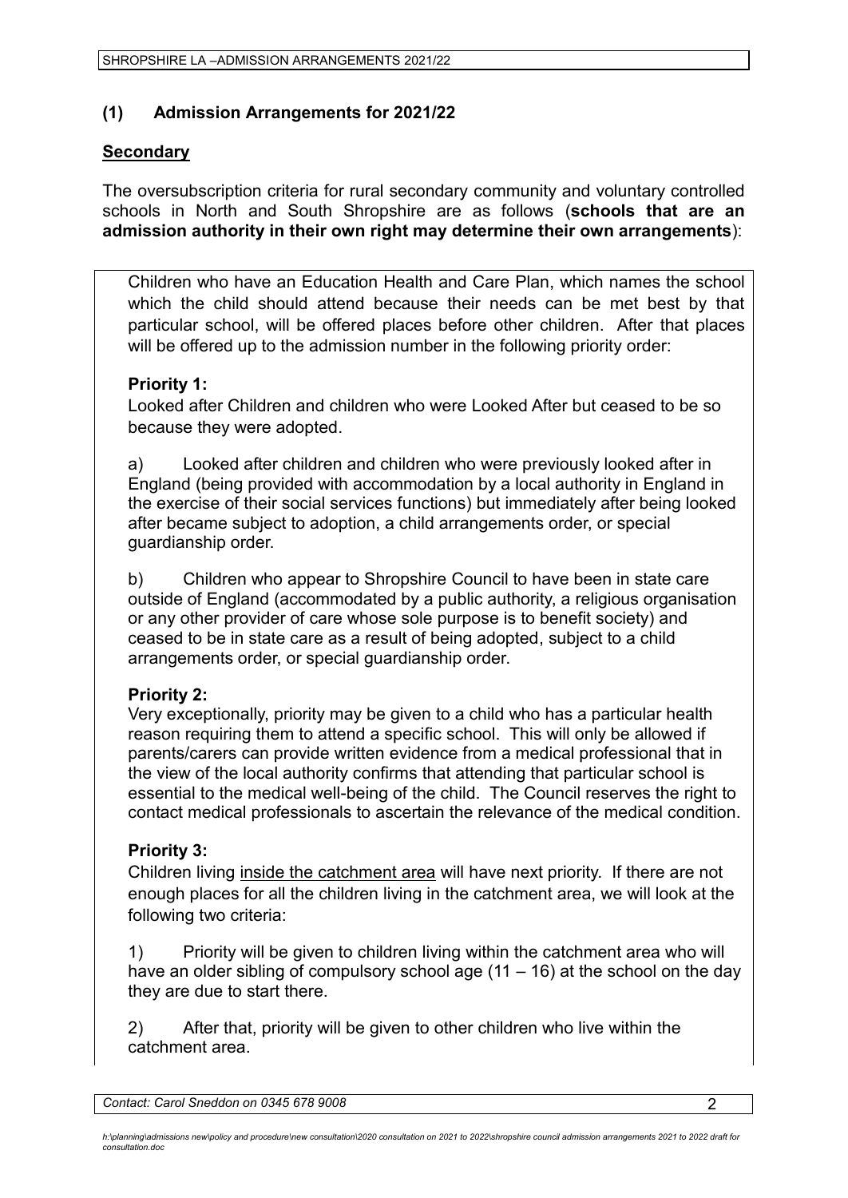## (1) Admission Arrangements for 2021/22

### Secondary

The oversubscription criteria for rural secondary community and voluntary controlled schools in North and South Shropshire are as follows (**schools that are an admission authority in their own right may determine their own arrangements**):

Children who have an Education Health and Care Plan, which names the school which the child should attend because their needs can be met best by that particular school, will be offered places before other children. After that places will be offered up to the admission number in the following priority order:

**Priority 1:**
Looked after Children and children who were Looked After but ceased to be so because they were adopted.

a) Looked after children and children who were previously looked after in England (being provided with accommodation by a local authority in England in the exercise of their social services functions) but immediately after being looked after became subject to adoption, a child arrangements order, or special guardianship order.

b) Children who appear to Shropshire Council to have been in state care outside of England (accommodated by a public authority, a religious organisation or any other provider of care whose sole purpose is to benefit society) and ceased to be in state care as a result of being adopted, subject to a child arrangements order, or special guardianship order.

**Priority 2:**
Very exceptionally, priority may be given to a child who has a particular health reason requiring them to attend a specific school. This will only be allowed if parents/carers can provide written evidence from a medical professional that in the view of the local authority confirms that attending that particular school is essential to the medical well-being of the child. The Council reserves the right to contact medical professionals to ascertain the relevance of the medical condition.

**Priority 3:**
Children living inside the catchment area will have next priority. If there are not enough places for all the children living in the catchment area, we will look at the following two criteria:

1) Priority will be given to children living within the catchment area who will have an older sibling of compulsory school age (11 – 16) at the school on the day they are due to start there.

2) After that, priority will be given to other children who live within the catchment area.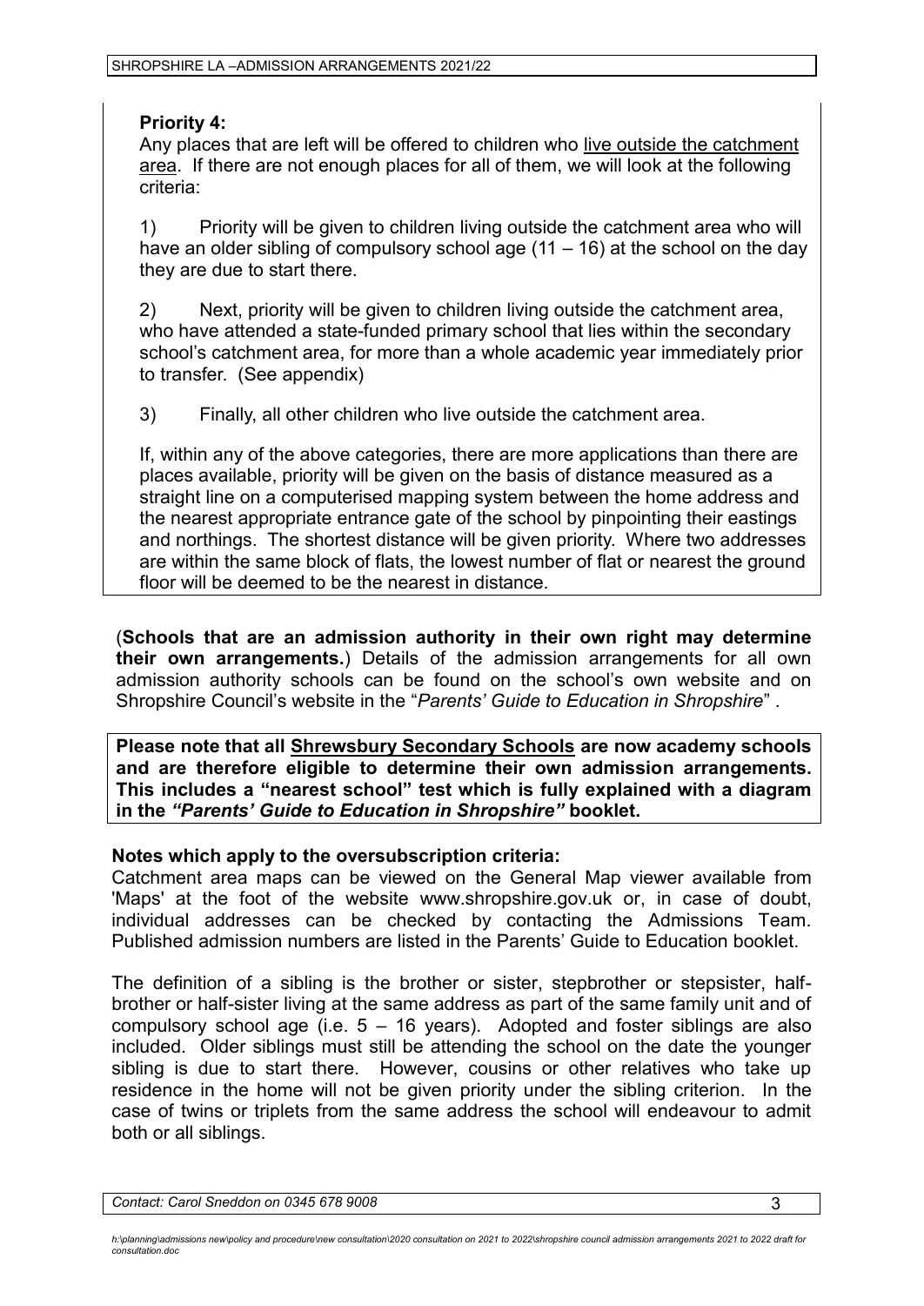**Priority 4:**

Any places that are left will be offered to children who live outside the catchment area. If there are not enough places for all of them, we will look at the following criteria:

1) Priority will be given to children living outside the catchment area who will have an older sibling of compulsory school age (11 – 16) at the school on the day they are due to start there.

2) Next, priority will be given to children living outside the catchment area, who have attended a state-funded primary school that lies within the secondary school's catchment area, for more than a whole academic year immediately prior to transfer. (See appendix)

3) Finally, all other children who live outside the catchment area.

If, within any of the above categories, there are more applications than there are places available, priority will be given on the basis of distance measured as a straight line on a computerised mapping system between the home address and the nearest appropriate entrance gate of the school by pinpointing their eastings and northings. The shortest distance will be given priority. Where two addresses are within the same block of flats, the lowest number of flat or nearest the ground floor will be deemed to be the nearest in distance.

(**Schools that are an admission authority in their own right may determine their own arrangements.**) Details of the admission arrangements for all own admission authority schools can be found on the school's own website and on Shropshire Council's website in the "*Parents' Guide to Education in Shropshire*" .

**Please note that all Shrewsbury Secondary Schools are now academy schools and are therefore eligible to determine their own admission arrangements. This includes a "nearest school" test which is fully explained with a diagram in the *"Parents' Guide to Education in Shropshire"* booklet.**

**Notes which apply to the oversubscription criteria:**

Catchment area maps can be viewed on the General Map viewer available from 'Maps' at the foot of the website www.shropshire.gov.uk or, in case of doubt, individual addresses can be checked by contacting the Admissions Team. Published admission numbers are listed in the Parents' Guide to Education booklet.

The definition of a sibling is the brother or sister, stepbrother or stepsister, half-brother or half-sister living at the same address as part of the same family unit and of compulsory school age (i.e. 5 – 16 years). Adopted and foster siblings are also included. Older siblings must still be attending the school on the date the younger sibling is due to start there. However, cousins or other relatives who take up residence in the home will not be given priority under the sibling criterion. In the case of twins or triplets from the same address the school will endeavour to admit both or all siblings.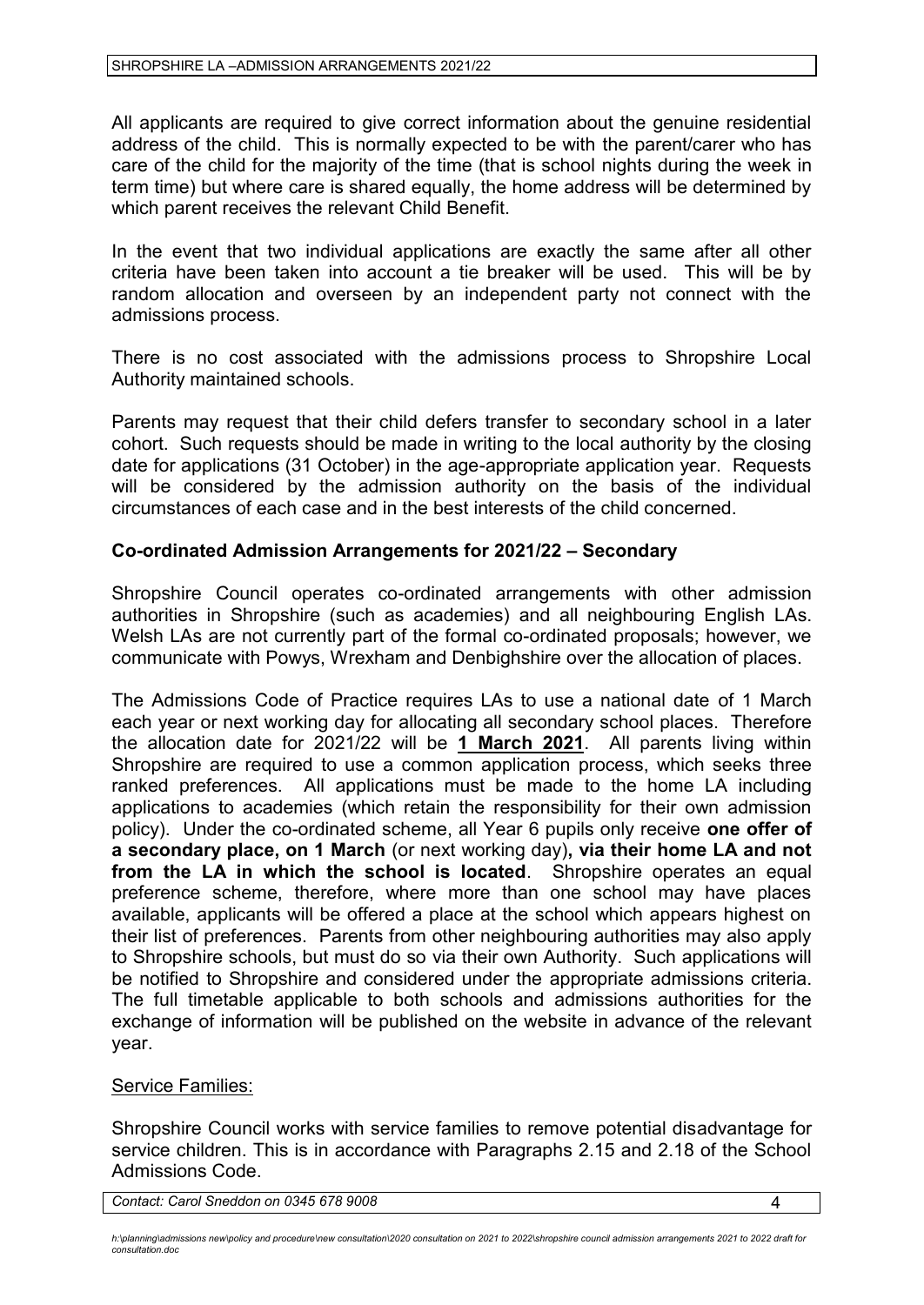All applicants are required to give correct information about the genuine residential address of the child. This is normally expected to be with the parent/carer who has care of the child for the majority of the time (that is school nights during the week in term time) but where care is shared equally, the home address will be determined by which parent receives the relevant Child Benefit.

In the event that two individual applications are exactly the same after all other criteria have been taken into account a tie breaker will be used. This will be by random allocation and overseen by an independent party not connect with the admissions process.

There is no cost associated with the admissions process to Shropshire Local Authority maintained schools.

Parents may request that their child defers transfer to secondary school in a later cohort. Such requests should be made in writing to the local authority by the closing date for applications (31 October) in the age-appropriate application year. Requests will be considered by the admission authority on the basis of the individual circumstances of each case and in the best interests of the child concerned.

**Co-ordinated Admission Arrangements for 2021/22 – Secondary**

Shropshire Council operates co-ordinated arrangements with other admission authorities in Shropshire (such as academies) and all neighbouring English LAs. Welsh LAs are not currently part of the formal co-ordinated proposals; however, we communicate with Powys, Wrexham and Denbighshire over the allocation of places.

The Admissions Code of Practice requires LAs to use a national date of 1 March each year or next working day for allocating all secondary school places. Therefore the allocation date for 2021/22 will be **1 March 2021**. All parents living within Shropshire are required to use a common application process, which seeks three ranked preferences. All applications must be made to the home LA including applications to academies (which retain the responsibility for their own admission policy). Under the co-ordinated scheme, all Year 6 pupils only receive **one offer of a secondary place, on 1 March** (or next working day)**, via their home LA and not from the LA in which the school is located**. Shropshire operates an equal preference scheme, therefore, where more than one school may have places available, applicants will be offered a place at the school which appears highest on their list of preferences. Parents from other neighbouring authorities may also apply to Shropshire schools, but must do so via their own Authority. Such applications will be notified to Shropshire and considered under the appropriate admissions criteria. The full timetable applicable to both schools and admissions authorities for the exchange of information will be published on the website in advance of the relevant year.

Service Families:

Shropshire Council works with service families to remove potential disadvantage for service children. This is in accordance with Paragraphs 2.15 and 2.18 of the School Admissions Code.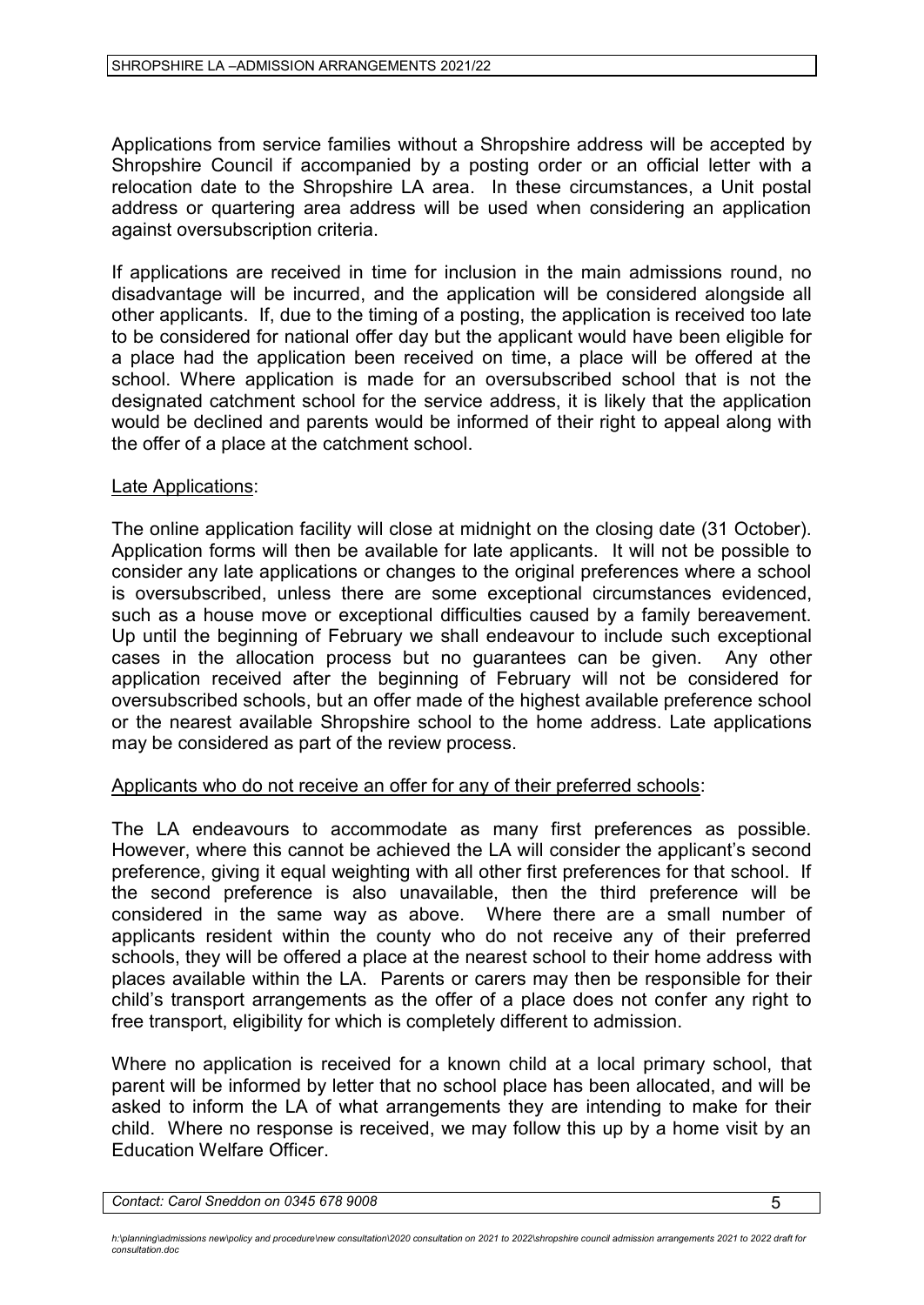Applications from service families without a Shropshire address will be accepted by Shropshire Council if accompanied by a posting order or an official letter with a relocation date to the Shropshire LA area. In these circumstances, a Unit postal address or quartering area address will be used when considering an application against oversubscription criteria.

If applications are received in time for inclusion in the main admissions round, no disadvantage will be incurred, and the application will be considered alongside all other applicants. If, due to the timing of a posting, the application is received too late to be considered for national offer day but the applicant would have been eligible for a place had the application been received on time, a place will be offered at the school. Where application is made for an oversubscribed school that is not the designated catchment school for the service address, it is likely that the application would be declined and parents would be informed of their right to appeal along with the offer of a place at the catchment school.

Late Applications:

The online application facility will close at midnight on the closing date (31 October). Application forms will then be available for late applicants. It will not be possible to consider any late applications or changes to the original preferences where a school is oversubscribed, unless there are some exceptional circumstances evidenced, such as a house move or exceptional difficulties caused by a family bereavement. Up until the beginning of February we shall endeavour to include such exceptional cases in the allocation process but no guarantees can be given. Any other application received after the beginning of February will not be considered for oversubscribed schools, but an offer made of the highest available preference school or the nearest available Shropshire school to the home address. Late applications may be considered as part of the review process.

Applicants who do not receive an offer for any of their preferred schools:

The LA endeavours to accommodate as many first preferences as possible. However, where this cannot be achieved the LA will consider the applicant's second preference, giving it equal weighting with all other first preferences for that school. If the second preference is also unavailable, then the third preference will be considered in the same way as above. Where there are a small number of applicants resident within the county who do not receive any of their preferred schools, they will be offered a place at the nearest school to their home address with places available within the LA. Parents or carers may then be responsible for their child's transport arrangements as the offer of a place does not confer any right to free transport, eligibility for which is completely different to admission.

Where no application is received for a known child at a local primary school, that parent will be informed by letter that no school place has been allocated, and will be asked to inform the LA of what arrangements they are intending to make for their child. Where no response is received, we may follow this up by a home visit by an Education Welfare Officer.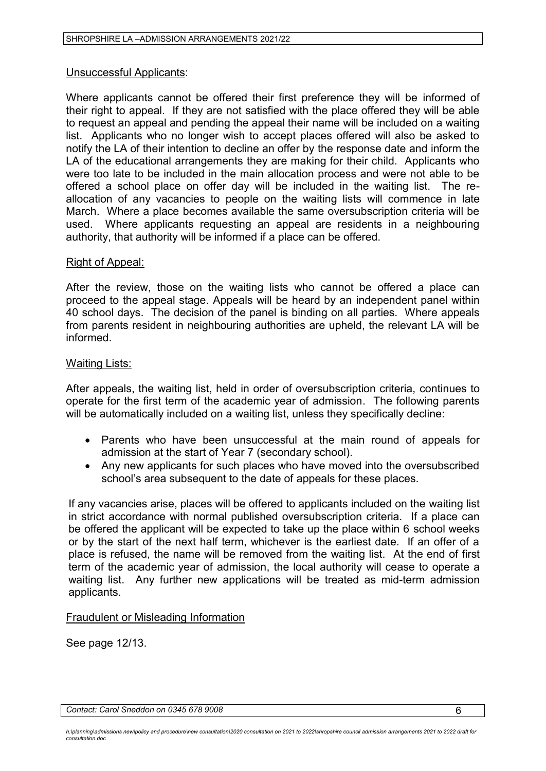Unsuccessful Applicants:

Where applicants cannot be offered their first preference they will be informed of their right to appeal. If they are not satisfied with the place offered they will be able to request an appeal and pending the appeal their name will be included on a waiting list. Applicants who no longer wish to accept places offered will also be asked to notify the LA of their intention to decline an offer by the response date and inform the LA of the educational arrangements they are making for their child. Applicants who were too late to be included in the main allocation process and were not able to be offered a school place on offer day will be included in the waiting list. The re-allocation of any vacancies to people on the waiting lists will commence in late March. Where a place becomes available the same oversubscription criteria will be used. Where applicants requesting an appeal are residents in a neighbouring authority, that authority will be informed if a place can be offered.

Right of Appeal:

After the review, those on the waiting lists who cannot be offered a place can proceed to the appeal stage. Appeals will be heard by an independent panel within 40 school days. The decision of the panel is binding on all parties. Where appeals from parents resident in neighbouring authorities are upheld, the relevant LA will be informed.

Waiting Lists:

After appeals, the waiting list, held in order of oversubscription criteria, continues to operate for the first term of the academic year of admission. The following parents will be automatically included on a waiting list, unless they specifically decline:

- Parents who have been unsuccessful at the main round of appeals for admission at the start of Year 7 (secondary school).
- Any new applicants for such places who have moved into the oversubscribed school's area subsequent to the date of appeals for these places.

If any vacancies arise, places will be offered to applicants included on the waiting list in strict accordance with normal published oversubscription criteria. If a place can be offered the applicant will be expected to take up the place within 6 school weeks or by the start of the next half term, whichever is the earliest date. If an offer of a place is refused, the name will be removed from the waiting list. At the end of first term of the academic year of admission, the local authority will cease to operate a waiting list. Any further new applications will be treated as mid-term admission applicants.

Fraudulent or Misleading Information

See page 12/13.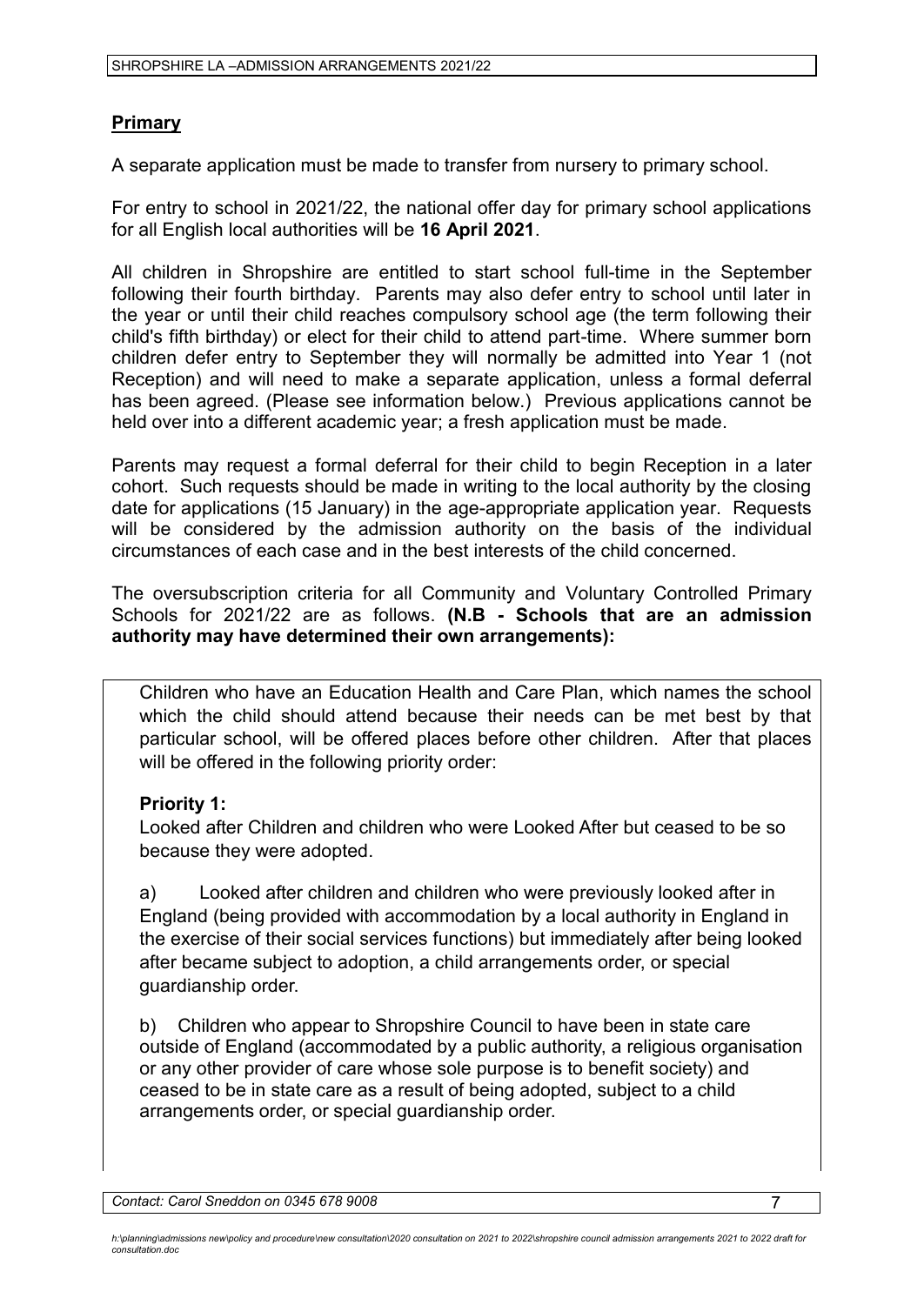## **Primary**

A separate application must be made to transfer from nursery to primary school.

For entry to school in 2021/22, the national offer day for primary school applications for all English local authorities will be **16 April 2021**.

All children in Shropshire are entitled to start school full-time in the September following their fourth birthday. Parents may also defer entry to school until later in the year or until their child reaches compulsory school age (the term following their child's fifth birthday) or elect for their child to attend part-time. Where summer born children defer entry to September they will normally be admitted into Year 1 (not Reception) and will need to make a separate application, unless a formal deferral has been agreed. (Please see information below.) Previous applications cannot be held over into a different academic year; a fresh application must be made.

Parents may request a formal deferral for their child to begin Reception in a later cohort. Such requests should be made in writing to the local authority by the closing date for applications (15 January) in the age-appropriate application year. Requests will be considered by the admission authority on the basis of the individual circumstances of each case and in the best interests of the child concerned.

The oversubscription criteria for all Community and Voluntary Controlled Primary Schools for 2021/22 are as follows. **(N.B - Schools that are an admission authority may have determined their own arrangements):**

Children who have an Education Health and Care Plan, which names the school which the child should attend because their needs can be met best by that particular school, will be offered places before other children. After that places will be offered in the following priority order:

**Priority 1:**
Looked after Children and children who were Looked After but ceased to be so because they were adopted.

a) Looked after children and children who were previously looked after in England (being provided with accommodation by a local authority in England in the exercise of their social services functions) but immediately after being looked after became subject to adoption, a child arrangements order, or special guardianship order.

b) Children who appear to Shropshire Council to have been in state care outside of England (accommodated by a public authority, a religious organisation or any other provider of care whose sole purpose is to benefit society) and ceased to be in state care as a result of being adopted, subject to a child arrangements order, or special guardianship order.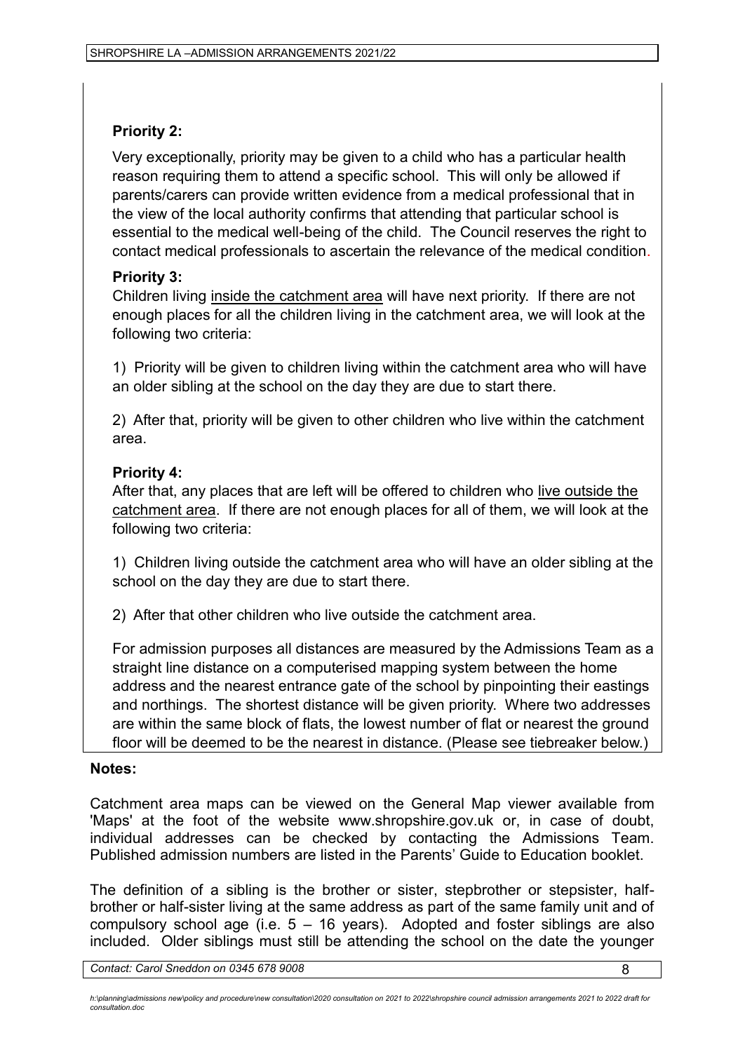**Priority 2:**

Very exceptionally, priority may be given to a child who has a particular health reason requiring them to attend a specific school. This will only be allowed if parents/carers can provide written evidence from a medical professional that in the view of the local authority confirms that attending that particular school is essential to the medical well-being of the child. The Council reserves the right to contact medical professionals to ascertain the relevance of the medical condition.

**Priority 3:**

Children living inside the catchment area will have next priority. If there are not enough places for all the children living in the catchment area, we will look at the following two criteria:

1) Priority will be given to children living within the catchment area who will have an older sibling at the school on the day they are due to start there.

2) After that, priority will be given to other children who live within the catchment area.

**Priority 4:**

After that, any places that are left will be offered to children who live outside the catchment area. If there are not enough places for all of them, we will look at the following two criteria:

1) Children living outside the catchment area who will have an older sibling at the school on the day they are due to start there.

2) After that other children who live outside the catchment area.

For admission purposes all distances are measured by the Admissions Team as a straight line distance on a computerised mapping system between the home address and the nearest entrance gate of the school by pinpointing their eastings and northings. The shortest distance will be given priority. Where two addresses are within the same block of flats, the lowest number of flat or nearest the ground floor will be deemed to be the nearest in distance. (Please see tiebreaker below.)

**Notes:**

Catchment area maps can be viewed on the General Map viewer available from 'Maps' at the foot of the website www.shropshire.gov.uk or, in case of doubt, individual addresses can be checked by contacting the Admissions Team. Published admission numbers are listed in the Parents' Guide to Education booklet.

The definition of a sibling is the brother or sister, stepbrother or stepsister, half-brother or half-sister living at the same address as part of the same family unit and of compulsory school age (i.e. 5 – 16 years). Adopted and foster siblings are also included. Older siblings must still be attending the school on the date the younger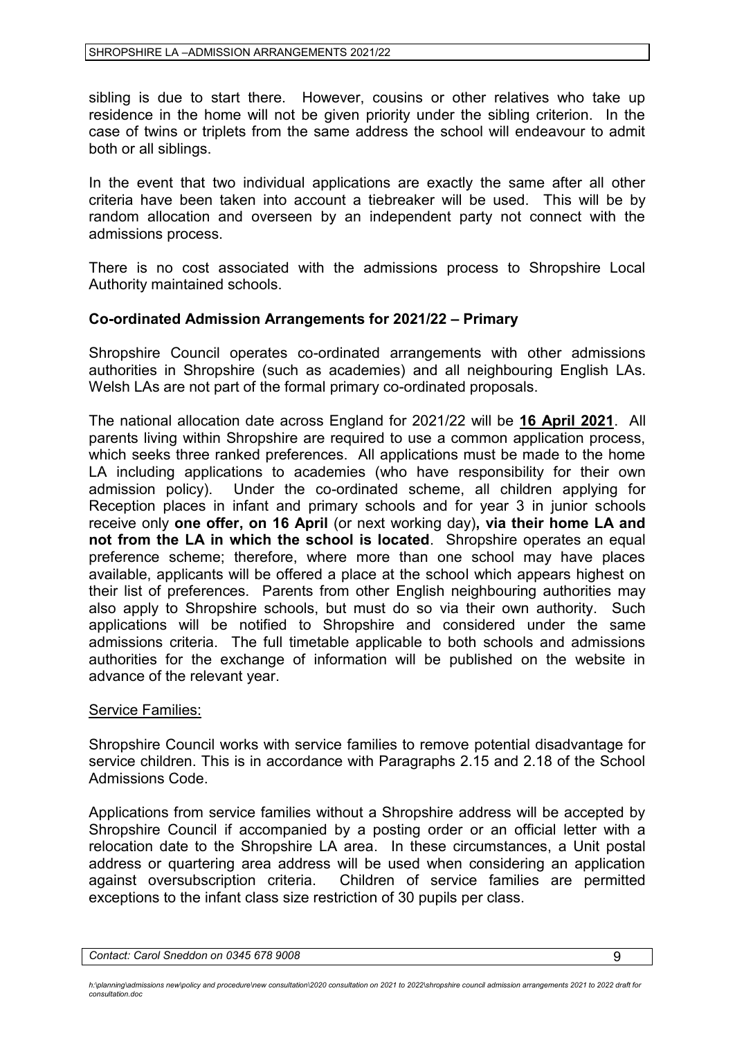sibling is due to start there. However, cousins or other relatives who take up residence in the home will not be given priority under the sibling criterion. In the case of twins or triplets from the same address the school will endeavour to admit both or all siblings.

In the event that two individual applications are exactly the same after all other criteria have been taken into account a tiebreaker will be used. This will be by random allocation and overseen by an independent party not connect with the admissions process.

There is no cost associated with the admissions process to Shropshire Local Authority maintained schools.

**Co-ordinated Admission Arrangements for 2021/22 – Primary**

Shropshire Council operates co-ordinated arrangements with other admissions authorities in Shropshire (such as academies) and all neighbouring English LAs. Welsh LAs are not part of the formal primary co-ordinated proposals.

The national allocation date across England for 2021/22 will be **16 April 2021**. All parents living within Shropshire are required to use a common application process, which seeks three ranked preferences. All applications must be made to the home LA including applications to academies (who have responsibility for their own admission policy). Under the co-ordinated scheme, all children applying for Reception places in infant and primary schools and for year 3 in junior schools receive only **one offer, on 16 April** (or next working day)**, via their home LA and not from the LA in which the school is located**. Shropshire operates an equal preference scheme; therefore, where more than one school may have places available, applicants will be offered a place at the school which appears highest on their list of preferences. Parents from other English neighbouring authorities may also apply to Shropshire schools, but must do so via their own authority. Such applications will be notified to Shropshire and considered under the same admissions criteria. The full timetable applicable to both schools and admissions authorities for the exchange of information will be published on the website in advance of the relevant year.

Service Families:

Shropshire Council works with service families to remove potential disadvantage for service children. This is in accordance with Paragraphs 2.15 and 2.18 of the School Admissions Code.

Applications from service families without a Shropshire address will be accepted by Shropshire Council if accompanied by a posting order or an official letter with a relocation date to the Shropshire LA area. In these circumstances, a Unit postal address or quartering area address will be used when considering an application against oversubscription criteria. Children of service families are permitted exceptions to the infant class size restriction of 30 pupils per class.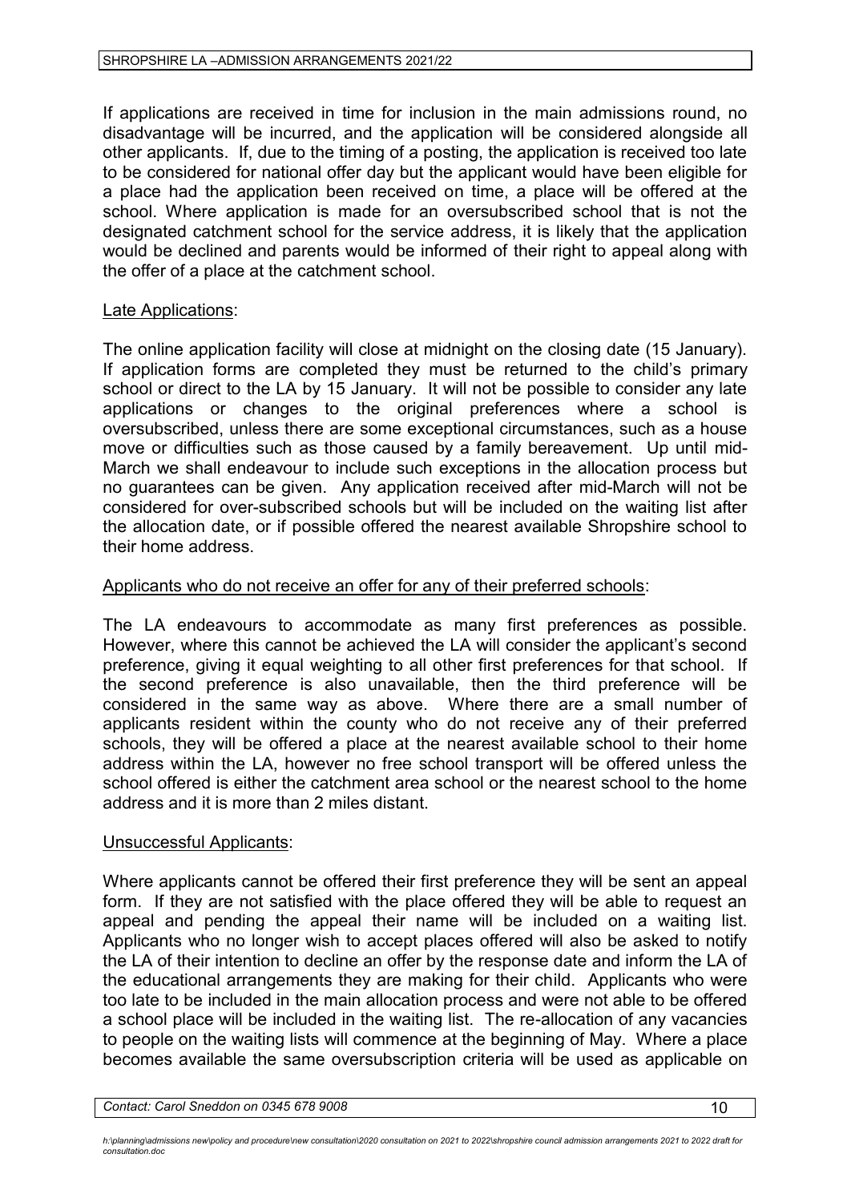If applications are received in time for inclusion in the main admissions round, no disadvantage will be incurred, and the application will be considered alongside all other applicants. If, due to the timing of a posting, the application is received too late to be considered for national offer day but the applicant would have been eligible for a place had the application been received on time, a place will be offered at the school. Where application is made for an oversubscribed school that is not the designated catchment school for the service address, it is likely that the application would be declined and parents would be informed of their right to appeal along with the offer of a place at the catchment school.

Late Applications:

The online application facility will close at midnight on the closing date (15 January). If application forms are completed they must be returned to the child's primary school or direct to the LA by 15 January. It will not be possible to consider any late applications or changes to the original preferences where a school is oversubscribed, unless there are some exceptional circumstances, such as a house move or difficulties such as those caused by a family bereavement. Up until mid-March we shall endeavour to include such exceptions in the allocation process but no guarantees can be given. Any application received after mid-March will not be considered for over-subscribed schools but will be included on the waiting list after the allocation date, or if possible offered the nearest available Shropshire school to their home address.

Applicants who do not receive an offer for any of their preferred schools:

The LA endeavours to accommodate as many first preferences as possible. However, where this cannot be achieved the LA will consider the applicant's second preference, giving it equal weighting to all other first preferences for that school. If the second preference is also unavailable, then the third preference will be considered in the same way as above. Where there are a small number of applicants resident within the county who do not receive any of their preferred schools, they will be offered a place at the nearest available school to their home address within the LA, however no free school transport will be offered unless the school offered is either the catchment area school or the nearest school to the home address and it is more than 2 miles distant.

Unsuccessful Applicants:

Where applicants cannot be offered their first preference they will be sent an appeal form. If they are not satisfied with the place offered they will be able to request an appeal and pending the appeal their name will be included on a waiting list. Applicants who no longer wish to accept places offered will also be asked to notify the LA of their intention to decline an offer by the response date and inform the LA of the educational arrangements they are making for their child. Applicants who were too late to be included in the main allocation process and were not able to be offered a school place will be included in the waiting list. The re-allocation of any vacancies to people on the waiting lists will commence at the beginning of May. Where a place becomes available the same oversubscription criteria will be used as applicable on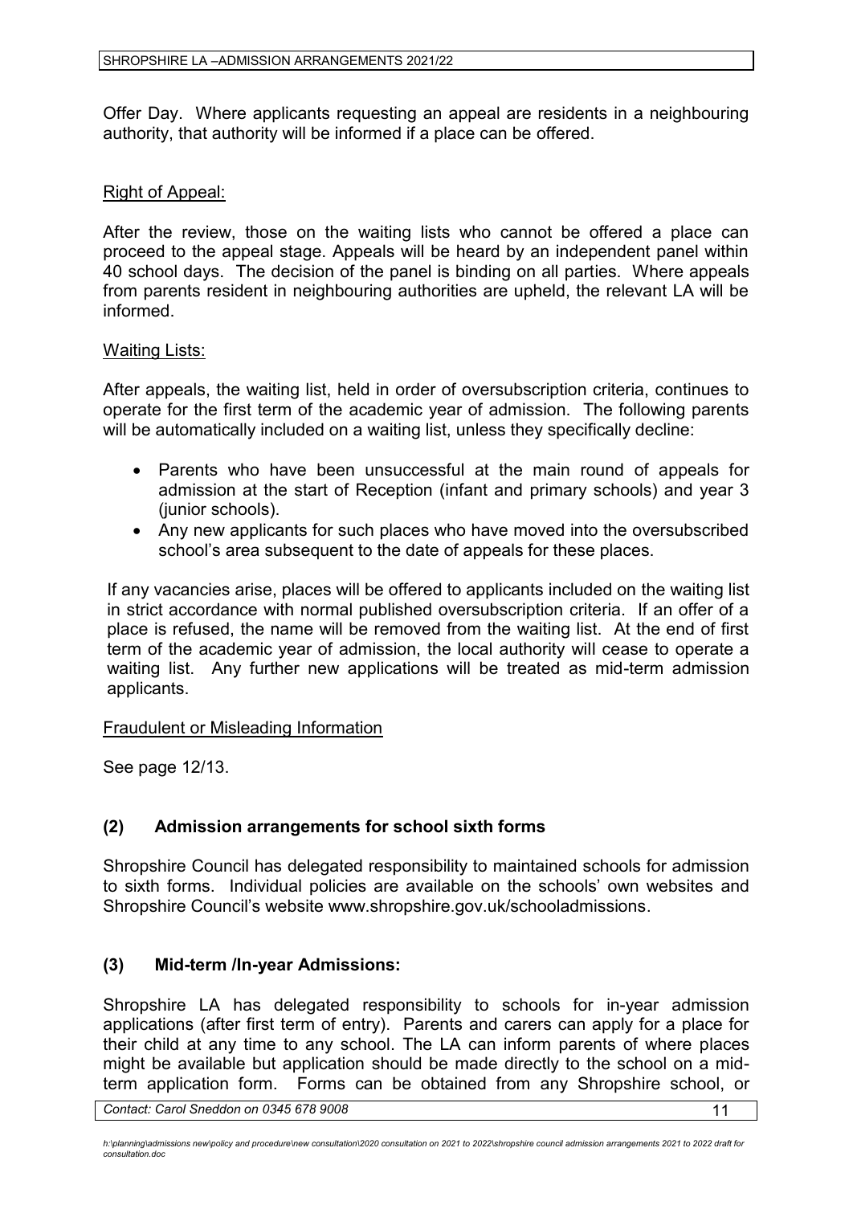Offer Day. Where applicants requesting an appeal are residents in a neighbouring authority, that authority will be informed if a place can be offered.

Right of Appeal:

After the review, those on the waiting lists who cannot be offered a place can proceed to the appeal stage. Appeals will be heard by an independent panel within 40 school days. The decision of the panel is binding on all parties. Where appeals from parents resident in neighbouring authorities are upheld, the relevant LA will be informed.

Waiting Lists:

After appeals, the waiting list, held in order of oversubscription criteria, continues to operate for the first term of the academic year of admission. The following parents will be automatically included on a waiting list, unless they specifically decline:

- Parents who have been unsuccessful at the main round of appeals for admission at the start of Reception (infant and primary schools) and year 3 (junior schools).
- Any new applicants for such places who have moved into the oversubscribed school's area subsequent to the date of appeals for these places.

If any vacancies arise, places will be offered to applicants included on the waiting list in strict accordance with normal published oversubscription criteria. If an offer of a place is refused, the name will be removed from the waiting list. At the end of first term of the academic year of admission, the local authority will cease to operate a waiting list. Any further new applications will be treated as mid-term admission applicants.

Fraudulent or Misleading Information

See page 12/13.

## (2) Admission arrangements for school sixth forms

Shropshire Council has delegated responsibility to maintained schools for admission to sixth forms. Individual policies are available on the schools' own websites and Shropshire Council's website www.shropshire.gov.uk/schooladmissions.

## (3) Mid-term /In-year Admissions:

Shropshire LA has delegated responsibility to schools for in-year admission applications (after first term of entry). Parents and carers can apply for a place for their child at any time to any school. The LA can inform parents of where places might be available but application should be made directly to the school on a mid-term application form. Forms can be obtained from any Shropshire school, or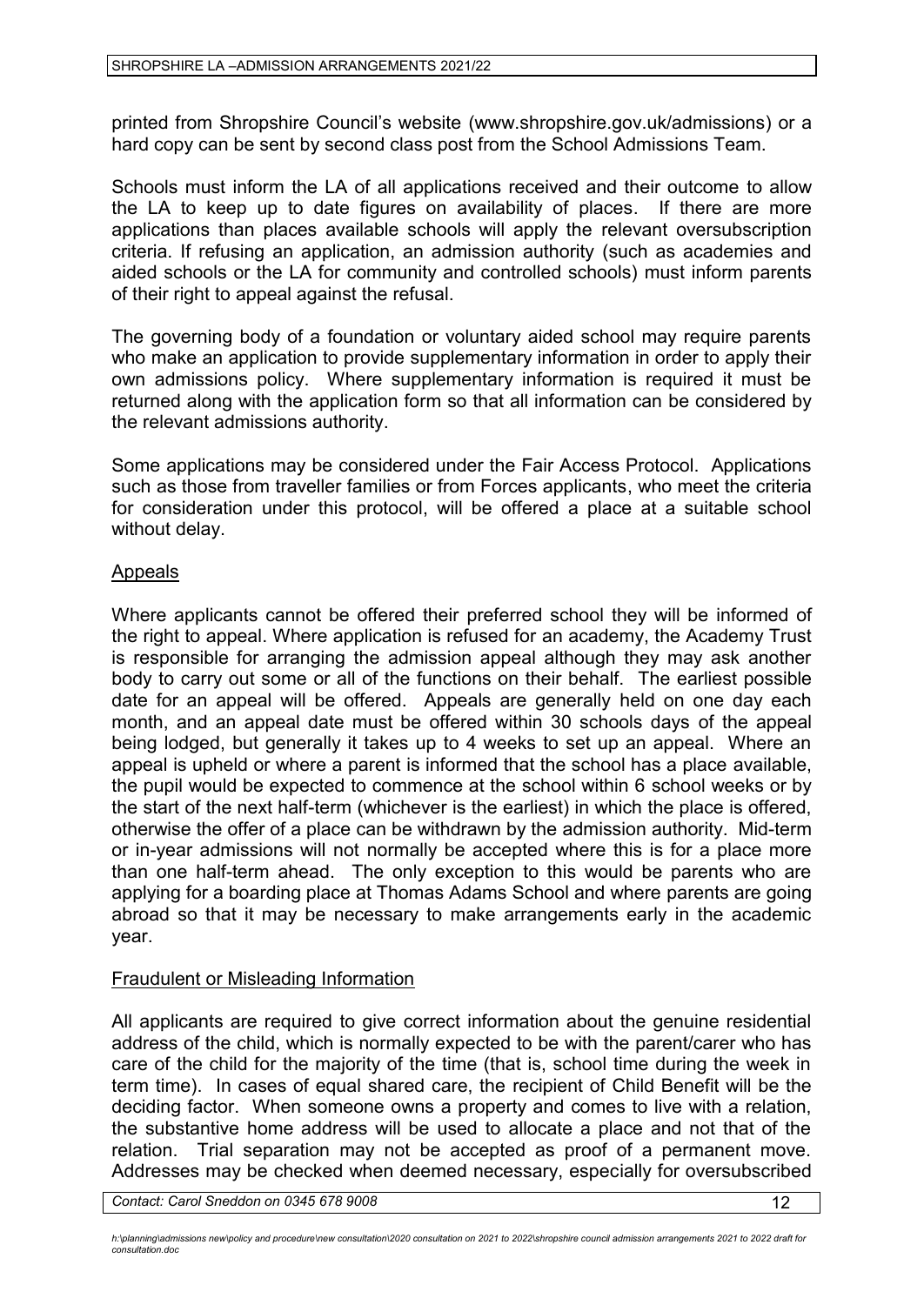printed from Shropshire Council's website (www.shropshire.gov.uk/admissions) or a hard copy can be sent by second class post from the School Admissions Team.

Schools must inform the LA of all applications received and their outcome to allow the LA to keep up to date figures on availability of places. If there are more applications than places available schools will apply the relevant oversubscription criteria. If refusing an application, an admission authority (such as academies and aided schools or the LA for community and controlled schools) must inform parents of their right to appeal against the refusal.

The governing body of a foundation or voluntary aided school may require parents who make an application to provide supplementary information in order to apply their own admissions policy. Where supplementary information is required it must be returned along with the application form so that all information can be considered by the relevant admissions authority.

Some applications may be considered under the Fair Access Protocol. Applications such as those from traveller families or from Forces applicants, who meet the criteria for consideration under this protocol, will be offered a place at a suitable school without delay.

## Appeals

Where applicants cannot be offered their preferred school they will be informed of the right to appeal. Where application is refused for an academy, the Academy Trust is responsible for arranging the admission appeal although they may ask another body to carry out some or all of the functions on their behalf. The earliest possible date for an appeal will be offered. Appeals are generally held on one day each month, and an appeal date must be offered within 30 schools days of the appeal being lodged, but generally it takes up to 4 weeks to set up an appeal. Where an appeal is upheld or where a parent is informed that the school has a place available, the pupil would be expected to commence at the school within 6 school weeks or by the start of the next half-term (whichever is the earliest) in which the place is offered, otherwise the offer of a place can be withdrawn by the admission authority. Mid-term or in-year admissions will not normally be accepted where this is for a place more than one half-term ahead. The only exception to this would be parents who are applying for a boarding place at Thomas Adams School and where parents are going abroad so that it may be necessary to make arrangements early in the academic year.

## Fraudulent or Misleading Information

All applicants are required to give correct information about the genuine residential address of the child, which is normally expected to be with the parent/carer who has care of the child for the majority of the time (that is, school time during the week in term time). In cases of equal shared care, the recipient of Child Benefit will be the deciding factor. When someone owns a property and comes to live with a relation, the substantive home address will be used to allocate a place and not that of the relation. Trial separation may not be accepted as proof of a permanent move. Addresses may be checked when deemed necessary, especially for oversubscribed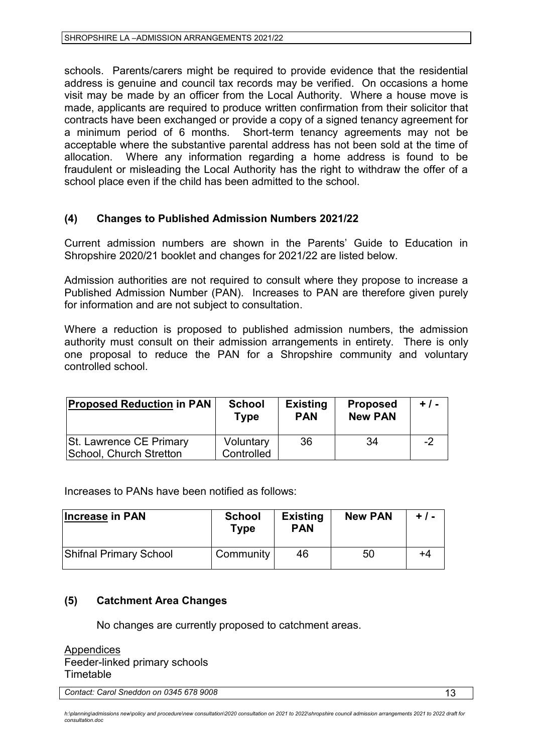schools. Parents/carers might be required to provide evidence that the residential address is genuine and council tax records may be verified. On occasions a home visit may be made by an officer from the Local Authority. Where a house move is made, applicants are required to produce written confirmation from their solicitor that contracts have been exchanged or provide a copy of a signed tenancy agreement for a minimum period of 6 months. Short-term tenancy agreements may not be acceptable where the substantive parental address has not been sold at the time of allocation. Where any information regarding a home address is found to be fraudulent or misleading the Local Authority has the right to withdraw the offer of a school place even if the child has been admitted to the school.

## (4) Changes to Published Admission Numbers 2021/22

Current admission numbers are shown in the Parents' Guide to Education in Shropshire 2020/21 booklet and changes for 2021/22 are listed below.

Admission authorities are not required to consult where they propose to increase a Published Admission Number (PAN). Increases to PAN are therefore given purely for information and are not subject to consultation.

Where a reduction is proposed to published admission numbers, the admission authority must consult on their admission arrangements in entirety. There is only one proposal to reduce the PAN for a Shropshire community and voluntary controlled school.

| Proposed Reduction in PAN | School Type | Existing PAN | Proposed New PAN | + / - |
|---|---|---|---|---|
| St. Lawrence CE Primary School, Church Stretton | Voluntary Controlled | 36 | 34 | -2 |

Increases to PANs have been notified as follows:

| Increase in PAN | School Type | Existing PAN | New PAN | + / - |
|---|---|---|---|---|
| Shifnal Primary School | Community | 46 | 50 | +4 |

## (5) Catchment Area Changes

No changes are currently proposed to catchment areas.

Appendices
Feeder-linked primary schools
Timetable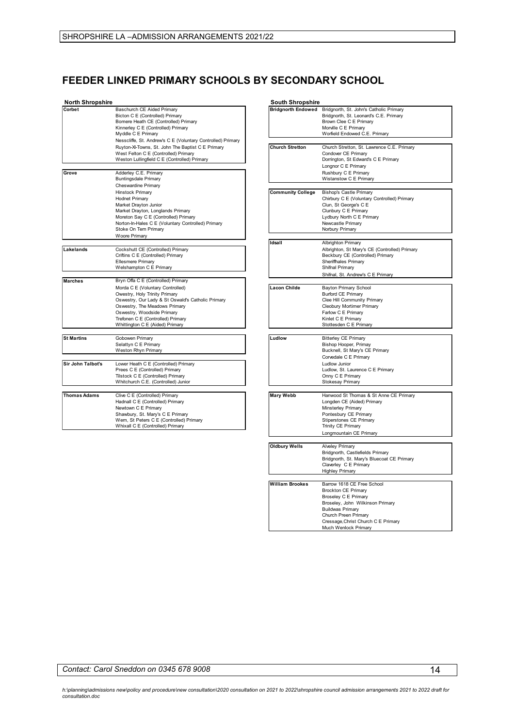# FEEDER LINKED PRIMARY SCHOOLS BY SECONDARY SCHOOL

**North Shropshire**

| Secondary School | Feeder Primary Schools |
| --- | --- |
| **Corbet** | Baschurch CE Aided Primary |
| | Bicton C E (Controlled) Primary |
| | Bomere Heath CE (Controlled) Primary |
| | Kinnerley C E (Controlled) Primary |
| | Myddle C E Primary |
| | Nesscliffe, St. Andrew's C E (Voluntary Controlled) Primary |
| | Ruyton-XI-Towns, St. John The Baptist C E Primary |
| | West Felton C E (Controlled) Primary |
| | Weston Lullingfield C E (Controlled) Primary |
| **Grove** | Adderley C.E. Primary |
| | Buntingsdale Primary |
| | Cheswardine Primary |
| | Hinstock Primary |
| | Hodnet Primary |
| | Market Drayton Junior |
| | Market Drayton, Longlands Primary |
| | Moreton Say C E (Controlled) Primary |
| | Norton-In-Hales C E (Voluntary Controlled) Primary |
| | Stoke On Tern Primary |
| | Woore Primary |
| **Lakelands** | Cockshutt CE (Controlled) Primary |
| | Criftins C E (Controlled) Primary |
| | Ellesmere Primary |
| | Welshampton C E Primary |
| **Marches** | Bryn Offa C E (Controlled) Primary |
| | Morda C E (Voluntary Controlled) |
| | Oswestry, Holy Trinity Primary |
| | Oswestry, Our Lady & St Oswald's Catholic Primary |
| | Oswestry, The Meadows Primary |
| | Oswestry, Woodside Primary |
| | Trefonen C E (Controlled) Primary |
| | Whittington C E (Aided) Primary |
| **St Martins** | Gobowen Primary |
| | Selattyn C E Primary |
| | Weston Rhyn Primary |
| **Sir John Talbot's** | Lower Heath C E (Controlled) Primary |
| | Prees C E (Controlled) Primary |
| | Tilstock C E (Controlled) Primary |
| | Whitchurch C.E. (Controlled) Junior |
| **Thomas Adams** | Clive C E (Controlled) Primary |
| | Hadnall C E (Controlled) Primary |
| | Newtown C E Primary |
| | Shawbury, St. Mary's C E Primary |
| | Wem, St Peters C E (Controlled) Primary |
| | Whixall C E (Controlled) Primary |

**South Shropshire**

| Secondary School | Feeder Primary Schools |
| --- | --- |
| **Bridgnorth Endowed** | Bridgnorth, St. John's Catholic Primary |
| | Bridgnorth, St. Leonard's C.E. Primary |
| | Brown Clee C E Primary |
| | Morville C E Primary |
| | Worfield Endowed C.E. Primary |
| **Church Stretton** | Church Stretton, St. Lawrence C.E. Primary |
| | Condover CE Primary |
| | Dorrington, St Edward's C E Primary |
| | Longnor C E Primary |
| | Rushbury C E Primary |
| | Wistanstow C E Primary |
| **Community College** | Bishop's Castle Primary |
| | Chirbury C E (Voluntary Controlled) Primary |
| | Clun, St George's C E |
| | Clunbury C E Primary |
| | Lydbury North C E Primary |
| | Newcastle Primary |
| | Norbury Primary |
| **Idsall** | Albrighton Primary |
| | Albrighton, St Mary's CE (Controlled) Primary |
| | Beckbury CE (Controlled) Primary |
| | Sheriffhales Primary |
| | Shifnal Primary |
| | Shifnal, St. Andrew's C E Primary |
| **Lacon Childe** | Bayton Primary School |
| | Burford CE Primary |
| | Clee Hill Community Primary |
| | Cleobury Mortimer Primary |
| | Farlow C E Primary |
| | Kinlet C E Primary |
| | Stottesden C E Primary |
| **Ludlow** | Bitterley CE Primary |
| | Bishop Hooper, Primay |
| | Bucknell, St Mary's CE Primary |
| | Corvedale C E Primary |
| | Ludlow Junior |
| | Ludlow, St. Laurence C E Primary |
| | Onny C E Primary |
| | Stokesay Primary |
| **Mary Webb** | Hanwood St Thomas & St Anne CE Primary |
| | Longden CE (Aided) Primary |
| | Minsterley Primary |
| | Pontesbury CE Primary |
| | Stiperstones CE Primary |
| | Trinity CE Primary |
| | Longmountain CE Primary |
| **Oldbury Wells** | Alveley Primary |
| | Bridgnorth, Castlefields Primary |
| | Bridgnorth, St. Mary's Bluecoat CE Primary |
| | Claverley C E Primary |
| | Highley Primary |
| **William Brookes** | Barrow 1618 CE Free School |
| | Brockton CE Primary |
| | Broseley C E Primary |
| | Broseley, John Wilkinson Primary |
| | Buildwas Primary |
| | Church Preen Primary |
| | Cressage,Christ Church C E Primary |
| | Much Wenlock Primary |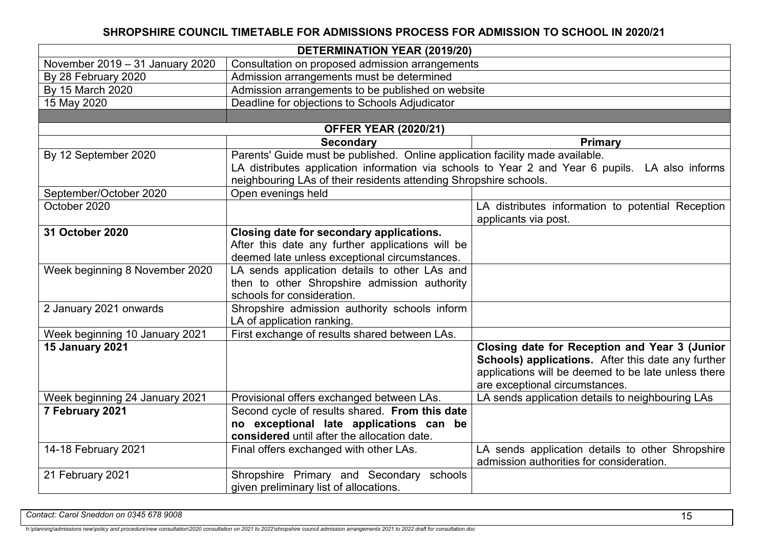## SHROPSHIRE COUNCIL TIMETABLE FOR ADMISSIONS PROCESS FOR ADMISSION TO SCHOOL IN 2020/21

| **DETERMINATION YEAR (2019/20)** | | |
|---|---|---|
| November 2019 – 31 January 2020 | Consultation on proposed admission arrangements | |
| By 28 February 2020 | Admission arrangements must be determined | |
| By 15 March 2020 | Admission arrangements to be published on website | |
| 15 May 2020 | Deadline for objections to Schools Adjudicator | |
| | | |
| **OFFER YEAR (2020/21)** | | |
| | **Secondary** | **Primary** |
| By 12 September 2020 | Parents' Guide must be published. Online application facility made available. LA distributes application information via schools to Year 2 and Year 6 pupils. LA also informs neighbouring LAs of their residents attending Shropshire schools. | |
| September/October 2020 | Open evenings held | |
| October 2020 | | LA distributes information to potential Reception applicants via post. |
| **31 October 2020** | **Closing date for secondary applications.** After this date any further applications will be deemed late unless exceptional circumstances. | |
| Week beginning 8 November 2020 | LA sends application details to other LAs and then to other Shropshire admission authority schools for consideration. | |
| 2 January 2021 onwards | Shropshire admission authority schools inform LA of application ranking. | |
| Week beginning 10 January 2021 | First exchange of results shared between LAs. | |
| **15 January 2021** | | **Closing date for Reception and Year 3 (Junior Schools) applications.** After this date any further applications will be deemed to be late unless there are exceptional circumstances. |
| Week beginning 24 January 2021 | Provisional offers exchanged between LAs. | LA sends application details to neighbouring LAs |
| **7 February 2021** | Second cycle of results shared. **From this date no exceptional late applications can be considered** until after the allocation date. | |
| 14-18 February 2021 | Final offers exchanged with other LAs. | LA sends application details to other Shropshire admission authorities for consideration. |
| 21 February 2021 | Shropshire Primary and Secondary schools given preliminary list of allocations. | |

*Contact: Carol Sneddon on 0345 678 9008*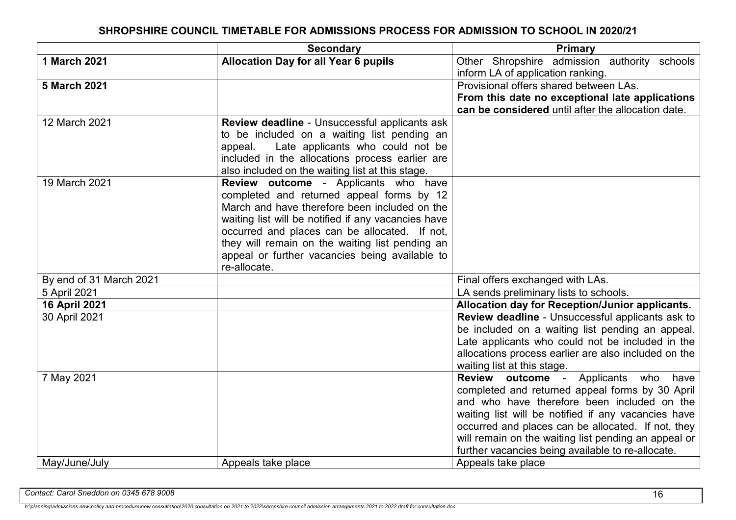**SHROPSHIRE COUNCIL TIMETABLE FOR ADMISSIONS PROCESS FOR ADMISSION TO SCHOOL IN 2020/21**

| | **Secondary** | **Primary** |
|---|---|---|
| **1 March 2021** | **Allocation Day for all Year 6 pupils** | Other Shropshire admission authority schools inform LA of application ranking. |
| **5 March 2021** | | Provisional offers shared between LAs. **From this date no exceptional late applications can be considered** until after the allocation date. |
| 12 March 2021 | **Review deadline** - Unsuccessful applicants ask to be included on a waiting list pending an appeal. Late applicants who could not be included in the allocations process earlier are also included on the waiting list at this stage. | |
| 19 March 2021 | **Review outcome** - Applicants who have completed and returned appeal forms by 12 March and have therefore been included on the waiting list will be notified if any vacancies have occurred and places can be allocated. If not, they will remain on the waiting list pending an appeal or further vacancies being available to re-allocate. | |
| By end of 31 March 2021 | | Final offers exchanged with LAs. |
| 5 April 2021 | | LA sends preliminary lists to schools. |
| **16 April 2021** | | **Allocation day for Reception/Junior applicants.** |
| 30 April 2021 | | **Review deadline** - Unsuccessful applicants ask to be included on a waiting list pending an appeal. Late applicants who could not be included in the allocations process earlier are also included on the waiting list at this stage. |
| 7 May 2021 | | **Review outcome** - Applicants who have completed and returned appeal forms by 30 April and who have therefore been included on the waiting list will be notified if any vacancies have occurred and places can be allocated. If not, they will remain on the waiting list pending an appeal or further vacancies being available to re-allocate. |
| May/June/July | Appeals take place | Appeals take place |

*Contact: Carol Sneddon on 0345 678 9008*

*h:\planning\admissions new\policy and procedure\new consultation\2020 consultation on 2021 to 2022\shropshire council admission arrangements 2021 to 2022 draft for consultation.doc*